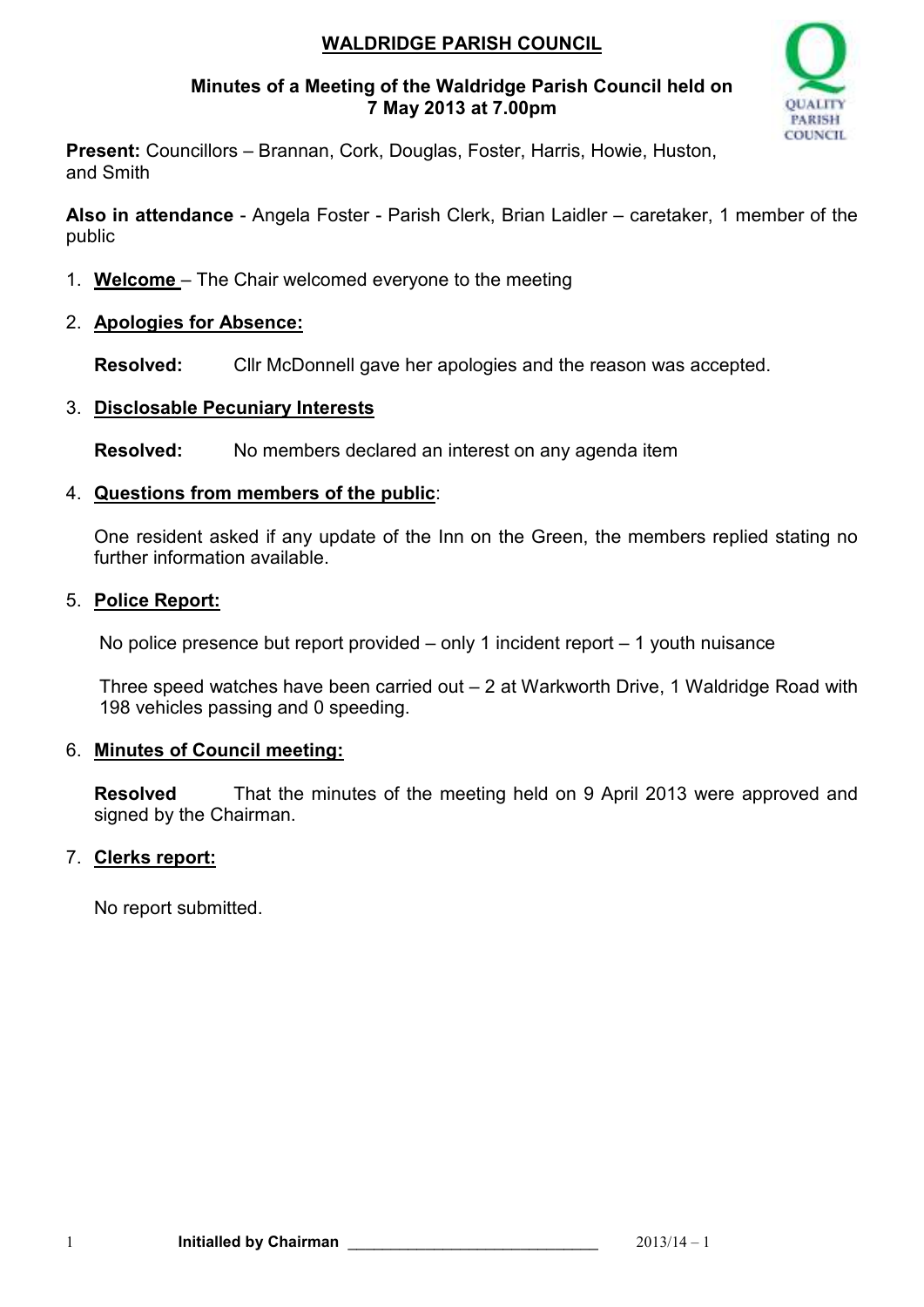# WALDRIDGE PARISH COUNCIL

**Minutes of a Meeting of the Waldridge Parish Council held on 7 May 2013 at 7.00pm**

**Present:** Councillors – Brannan, Cork, Douglas, Foster, Harris, Howie, Huston, and Smith

**Also in attendance** - Angela Foster - Parish Clerk, Brian Laidler – caretaker, 1 member of the public

1. **Welcome** – The Chair welcomed everyone to the meeting

2. **Apologies for Absence:**

   **Resolved:** Cllr McDonnell gave her apologies and the reason was accepted.

3. **Disclosable Pecuniary Interests**

   **Resolved:** No members declared an interest on any agenda item

4. **Questions from members of the public**:

   One resident asked if any update of the Inn on the Green, the members replied stating no further information available.

5. **Police Report:**

   No police presence but report provided – only 1 incident report – 1 youth nuisance

   Three speed watches have been carried out – 2 at Warkworth Drive, 1 Waldridge Road with 198 vehicles passing and 0 speeding.

6. **Minutes of Council meeting:**

   **Resolved** That the minutes of the meeting held on 9 April 2013 were approved and signed by the Chairman.

7. **Clerks report:**

   No report submitted.

**Initialled by Chairman** ______________________________ 2013/14 – 1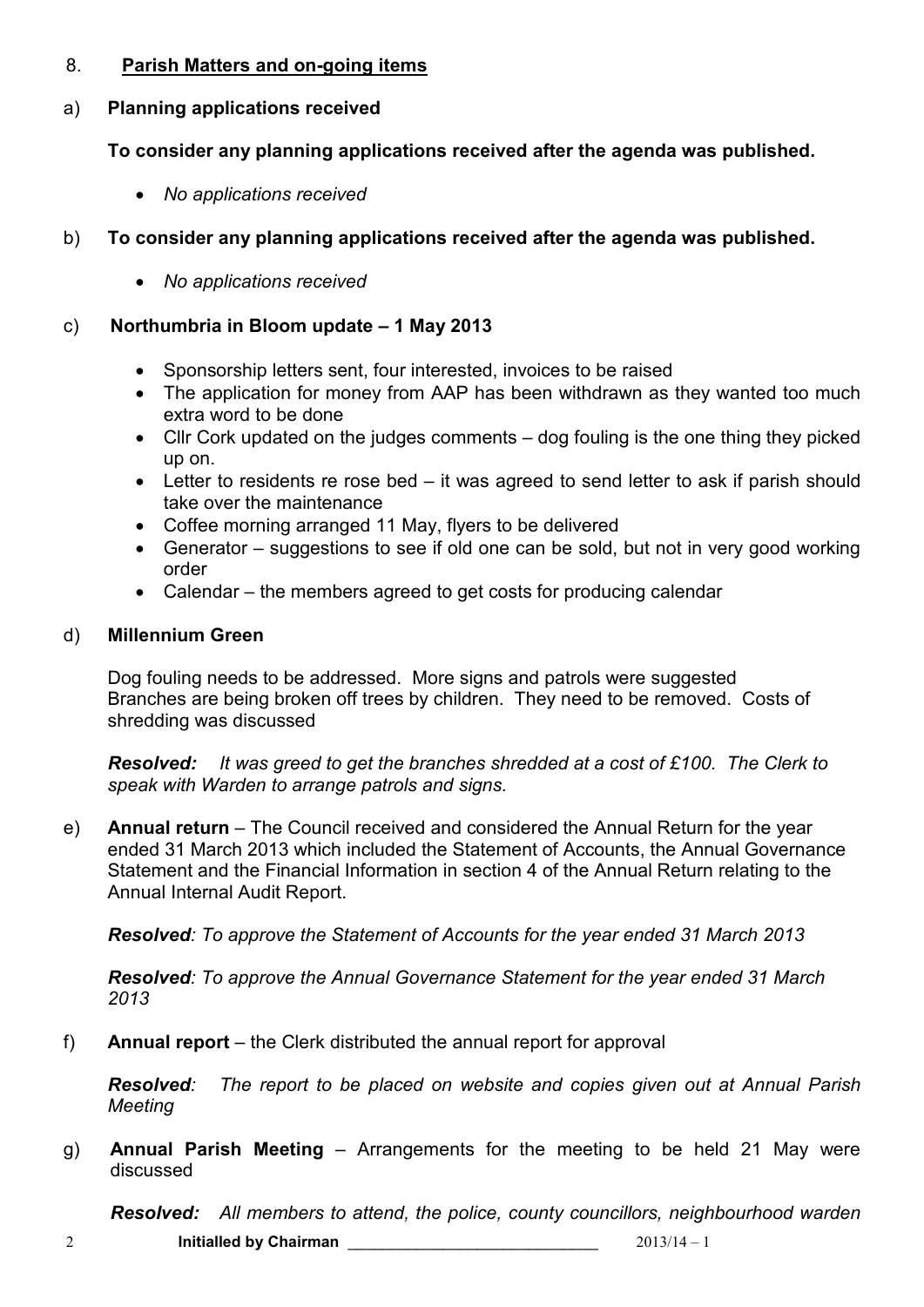8. **Parish Matters and on-going items**

a) **Planning applications received**

**To consider any planning applications received after the agenda was published.**

- *No applications received*

b) **To consider any planning applications received after the agenda was published.**

- *No applications received*

c) **Northumbria in Bloom update – 1 May 2013**

- Sponsorship letters sent, four interested, invoices to be raised
- The application for money from AAP has been withdrawn as they wanted too much extra word to be done
- Cllr Cork updated on the judges comments – dog fouling is the one thing they picked up on.
- Letter to residents re rose bed – it was agreed to send letter to ask if parish should take over the maintenance
- Coffee morning arranged 11 May, flyers to be delivered
- Generator – suggestions to see if old one can be sold, but not in very good working order
- Calendar – the members agreed to get costs for producing calendar

d) **Millennium Green**

Dog fouling needs to be addressed. More signs and patrols were suggested
Branches are being broken off trees by children. They need to be removed. Costs of shredding was discussed

***Resolved:*** *It was greed to get the branches shredded at a cost of £100. The Clerk to speak with Warden to arrange patrols and signs.*

e) **Annual return** – The Council received and considered the Annual Return for the year ended 31 March 2013 which included the Statement of Accounts, the Annual Governance Statement and the Financial Information in section 4 of the Annual Return relating to the Annual Internal Audit Report.

***Resolved****: To approve the Statement of Accounts for the year ended 31 March 2013*

***Resolved****: To approve the Annual Governance Statement for the year ended 31 March 2013*

f) **Annual report** – the Clerk distributed the annual report for approval

***Resolved****: The report to be placed on website and copies given out at Annual Parish Meeting*

g) **Annual Parish Meeting** – Arrangements for the meeting to be held 21 May were discussed

***Resolved:*** *All members to attend, the police, county councillors, neighbourhood warden*

**Initialled by Chairman** ____________________________ 2013/14 – 1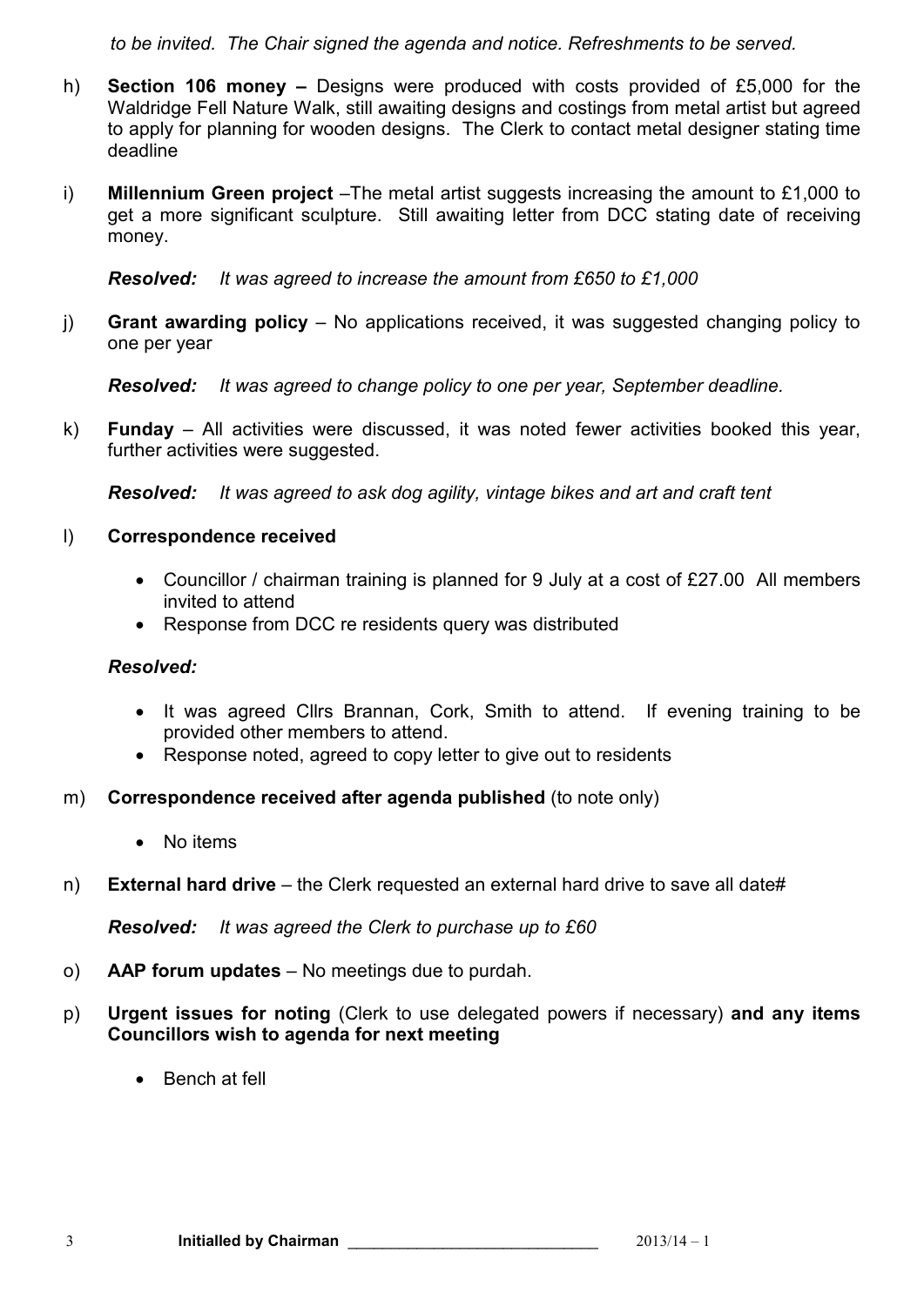*to be invited. The Chair signed the agenda and notice. Refreshments to be served.*

h) **Section 106 money –** Designs were produced with costs provided of £5,000 for the Waldridge Fell Nature Walk, still awaiting designs and costings from metal artist but agreed to apply for planning for wooden designs. The Clerk to contact metal designer stating time deadline

i) **Millennium Green project** –The metal artist suggests increasing the amount to £1,000 to get a more significant sculpture. Still awaiting letter from DCC stating date of receiving money.

***Resolved:*** *It was agreed to increase the amount from £650 to £1,000*

j) **Grant awarding policy** – No applications received, it was suggested changing policy to one per year

***Resolved:*** *It was agreed to change policy to one per year, September deadline.*

k) **Funday** – All activities were discussed, it was noted fewer activities booked this year, further activities were suggested.

***Resolved:*** *It was agreed to ask dog agility, vintage bikes and art and craft tent*

l) **Correspondence received**

- Councillor / chairman training is planned for 9 July at a cost of £27.00 All members invited to attend
- Response from DCC re residents query was distributed

***Resolved:***

- It was agreed Cllrs Brannan, Cork, Smith to attend. If evening training to be provided other members to attend.
- Response noted, agreed to copy letter to give out to residents

m) **Correspondence received after agenda published** (to note only)

- No items

n) **External hard drive** – the Clerk requested an external hard drive to save all date#

***Resolved:*** *It was agreed the Clerk to purchase up to £60*

o) **AAP forum updates** – No meetings due to purdah.

p) **Urgent issues for noting** (Clerk to use delegated powers if necessary) **and any items Councillors wish to agenda for next meeting**

- Bench at fell

**Initialled by Chairman** ______________________________ 2013/14 – 1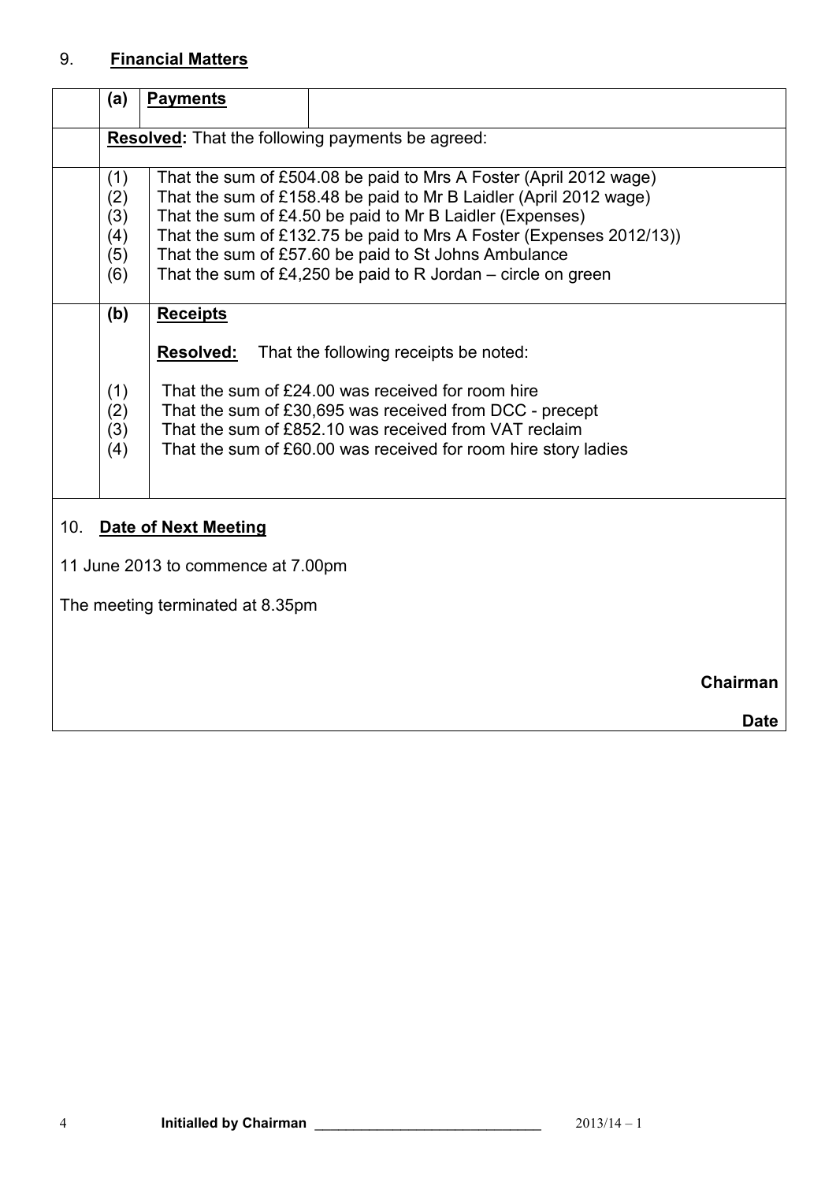## 9. **Financial Matters**

### (a) Payments

**Resolved:** That the following payments be agreed:

(1) That the sum of £504.08 be paid to Mrs A Foster (April 2012 wage)
(2) That the sum of £158.48 be paid to Mr B Laidler (April 2012 wage)
(3) That the sum of £4.50 be paid to Mr B Laidler (Expenses)
(4) That the sum of £132.75 be paid to Mrs A Foster (Expenses 2012/13))
(5) That the sum of £57.60 be paid to St Johns Ambulance
(6) That the sum of £4,250 be paid to R Jordan – circle on green

### (b) Receipts

**Resolved:** That the following receipts be noted:

(1) That the sum of £24.00 was received for room hire
(2) That the sum of £30,695 was received from DCC - precept
(3) That the sum of £852.10 was received from VAT reclaim
(4) That the sum of £60.00 was received for room hire story ladies

## 10. **Date of Next Meeting**

11 June 2013 to commence at 7.00pm

The meeting terminated at 8.35pm

**Chairman**

**Date**

**Initialled by Chairman** ______________________________ 2013/14 – 1